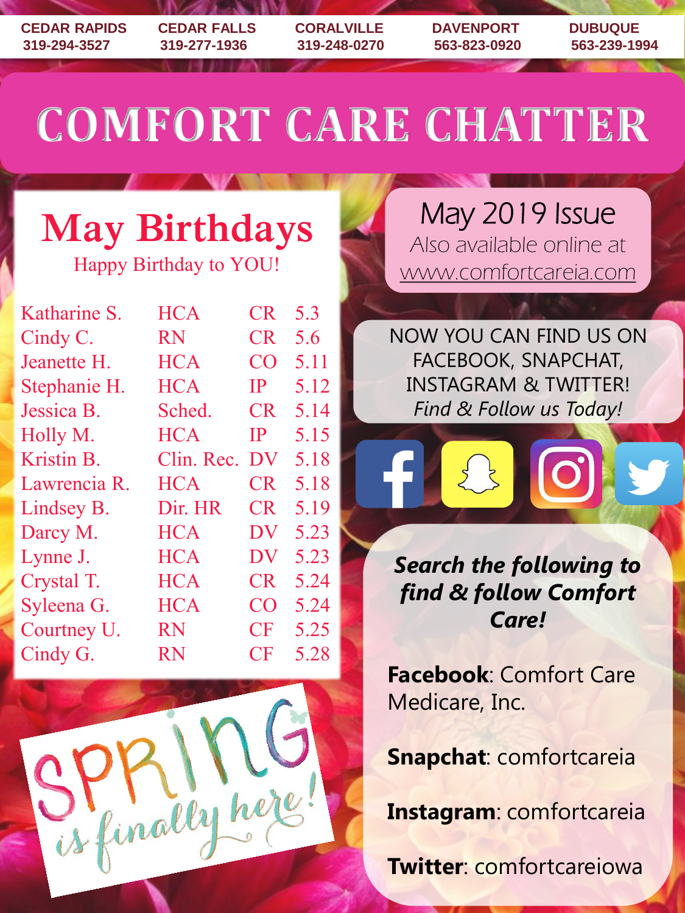| CEDAR RAPIDS | CEDAR FALLS | CORALVILLE | DAVENPORT | DUBUQUE |
| --- | --- | --- | --- | --- |
| 319-294-3527 | 319-277-1936 | 319-248-0270 | 563-823-0920 | 563-239-1994 |

# COMFORT CARE CHATTER

## May Birthdays

Happy Birthday to YOU!

| Name | Position | Office | Date |
| --- | --- | --- | --- |
| Katharine S. | HCA | CR | 5.3 |
| Cindy C. | RN | CR | 5.6 |
| Jeanette H. | HCA | CO | 5.11 |
| Stephanie H. | HCA | IP | 5.12 |
| Jessica B. | Sched. | CR | 5.14 |
| Holly M. | HCA | IP | 5.15 |
| Kristin B. | Clin. Rec. | DV | 5.18 |
| Lawrencia R. | HCA | CR | 5.18 |
| Lindsey B. | Dir. HR | CR | 5.19 |
| Darcy M. | HCA | DV | 5.23 |
| Lynne J. | HCA | DV | 5.23 |
| Crystal T. | HCA | CR | 5.24 |
| Syleena G. | HCA | CO | 5.24 |
| Courtney U. | RN | CF | 5.25 |
| Cindy G. | RN | CF | 5.28 |

SPRING is finally here!

May 2019 Issue
Also available online at
www.comfortcareia.com

NOW YOU CAN FIND US ON FACEBOOK, SNAPCHAT, INSTAGRAM & TWITTER!
*Find & Follow us Today!*

***Search the following to find & follow Comfort Care!***

**Facebook**: Comfort Care Medicare, Inc.

**Snapchat**: comfortcareia

**Instagram**: comfortcareia

**Twitter**: comfortcareiowa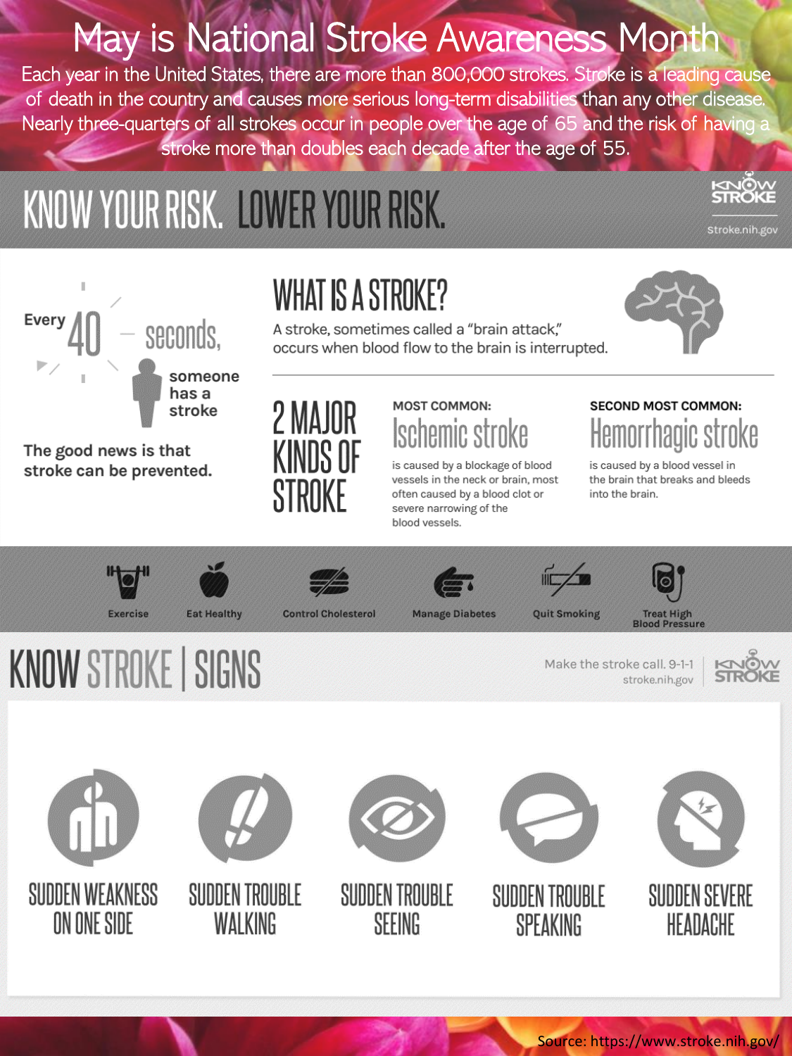# May is National Stroke Awareness Month

Each year in the United States, there are more than 800,000 strokes. Stroke is a leading cause of death in the country and causes more serious long-term disabilities than any other disease. Nearly three-quarters of all strokes occur in people over the age of 65 and the risk of having a stroke more than doubles each decade after the age of 55.

## KNOW YOUR RISK. LOWER YOUR RISK.

KNOW STROKE
Stroke.nih.gov

Every 40 seconds, someone has a stroke

The good news is that stroke can be prevented.

### WHAT IS A STROKE?

A stroke, sometimes called a "brain attack," occurs when blood flow to the brain is interrupted.

### 2 MAJOR KINDS OF STROKE

**MOST COMMON:**
**Ischemic stroke**
is caused by a blockage of blood vessels in the neck or brain, most often caused by a blood clot or severe narrowing of the blood vessels.

**SECOND MOST COMMON:**
**Hemorrhagic stroke**
is caused by a blood vessel in the brain that breaks and bleeds into the brain.

- Exercise
- Eat Healthy
- Control Cholesterol
- Manage Diabetes
- Quit Smoking
- Treat High Blood Pressure

## KNOW STROKE | SIGNS

Make the stroke call. 9-1-1
stroke.nih.gov

KNOW STROKE

- SUDDEN WEAKNESS ON ONE SIDE
- SUDDEN TROUBLE WALKING
- SUDDEN TROUBLE SEEING
- SUDDEN TROUBLE SPEAKING
- SUDDEN SEVERE HEADACHE

Source: https://www.stroke.nih.gov/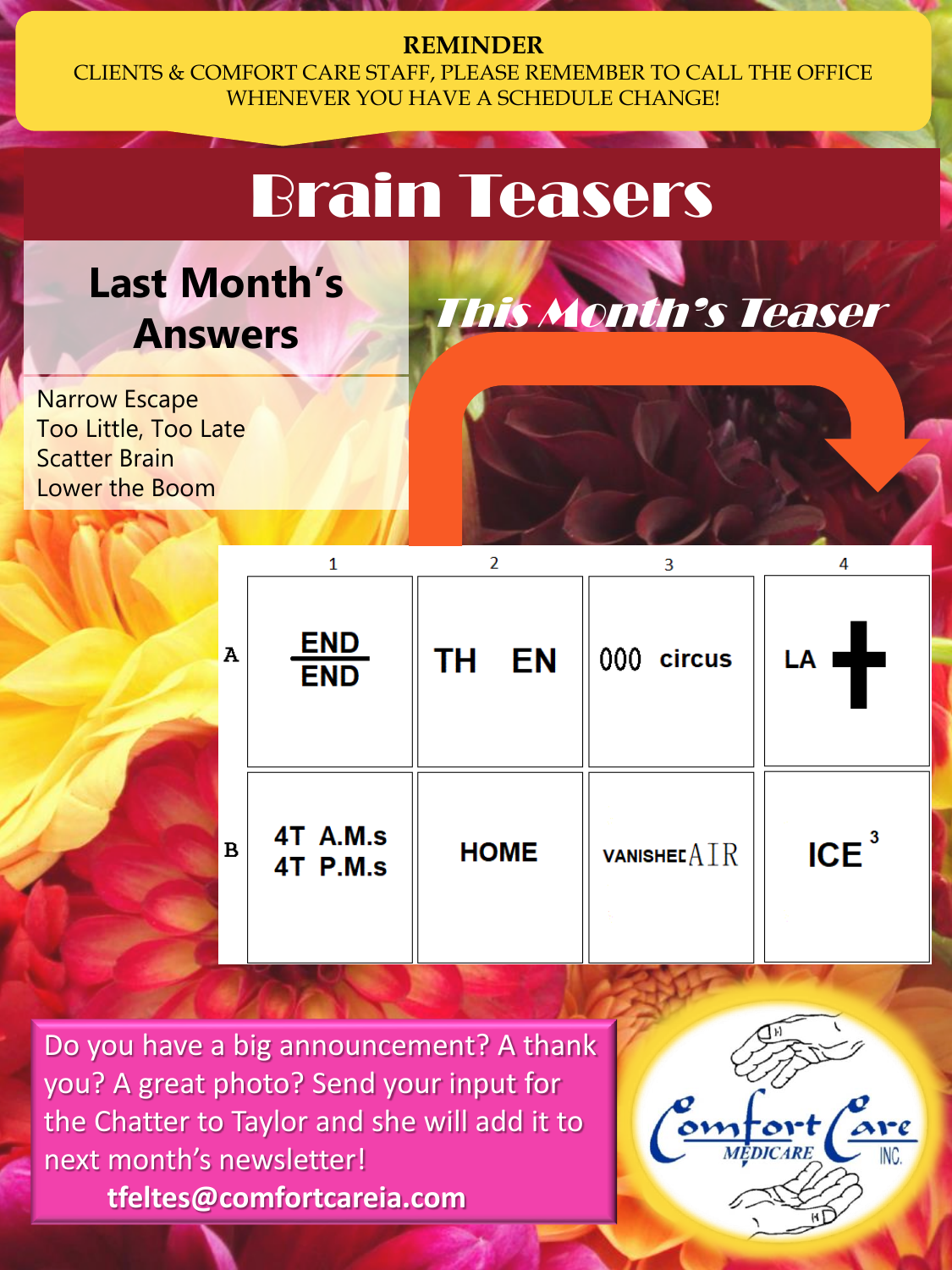**REMINDER**
CLIENTS & COMFORT CARE STAFF, PLEASE REMEMBER TO CALL THE OFFICE WHENEVER YOU HAVE A SCHEDULE CHANGE!

# Brain Teasers

## Last Month's Answers

Narrow Escape
Too Little, Too Late
Scatter Brain
Lower the Boom

## *This Month's Teaser*

| | 1 | 2 | 3 | 4 |
|---|---|---|---|---|
| **A** | END / END | TH EN | 000 circus | LA ✝ |
| **B** | 4T A.M.s 4T P.M.s | HOME | VANISHED AIR | ICE [3] |

Do you have a big announcement? A thank you? A great photo? Send your input for the Chatter to Taylor and she will add it to next month's newsletter!
**tfeltes@comfortcareia.com**

Comfort Care MEDICARE INC.